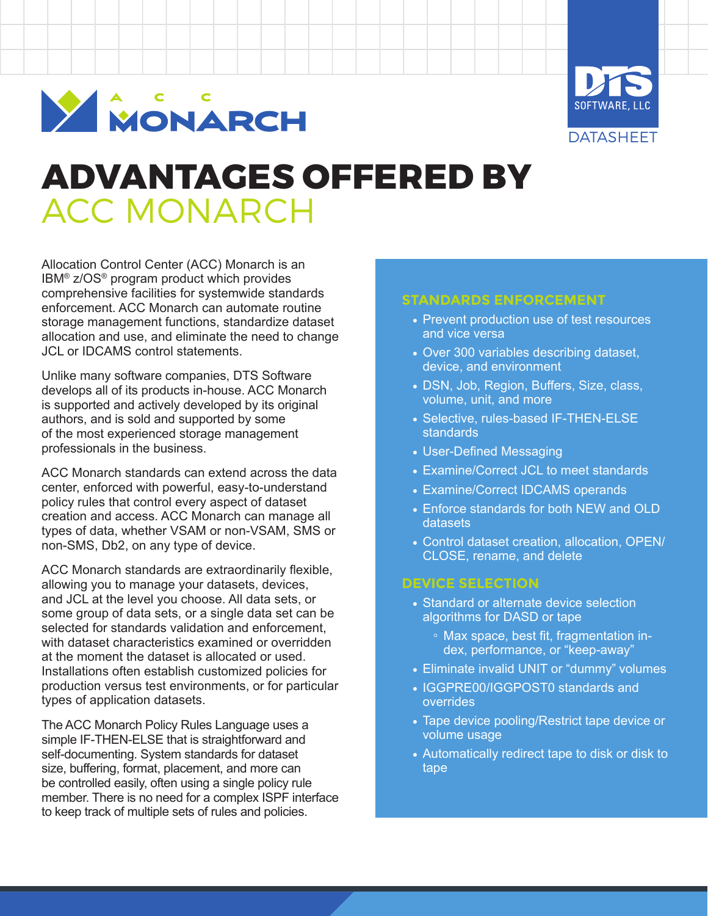ACC MONARCH

DTS SOFTWARE, LLC
DATASHEET

# ADVANTAGES OFFERED BY ACC MONARCH

Allocation Control Center (ACC) Monarch is an IBM® z/OS® program product which provides comprehensive facilities for systemwide standards enforcement. ACC Monarch can automate routine storage management functions, standardize dataset allocation and use, and eliminate the need to change JCL or IDCAMS control statements.

Unlike many software companies, DTS Software develops all of its products in-house. ACC Monarch is supported and actively developed by its original authors, and is sold and supported by some of the most experienced storage management professionals in the business.

ACC Monarch standards can extend across the data center, enforced with powerful, easy-to-understand policy rules that control every aspect of dataset creation and access. ACC Monarch can manage all types of data, whether VSAM or non-VSAM, SMS or non-SMS, Db2, on any type of device.

ACC Monarch standards are extraordinarily flexible, allowing you to manage your datasets, devices, and JCL at the level you choose. All data sets, or some group of data sets, or a single data set can be selected for standards validation and enforcement, with dataset characteristics examined or overridden at the moment the dataset is allocated or used. Installations often establish customized policies for production versus test environments, or for particular types of application datasets.

The ACC Monarch Policy Rules Language uses a simple IF-THEN-ELSE that is straightforward and self-documenting. System standards for dataset size, buffering, format, placement, and more can be controlled easily, often using a single policy rule member. There is no need for a complex ISPF interface to keep track of multiple sets of rules and policies.

## STANDARDS ENFORCEMENT

- Prevent production use of test resources and vice versa
- Over 300 variables describing dataset, device, and environment
- DSN, Job, Region, Buffers, Size, class, volume, unit, and more
- Selective, rules-based IF-THEN-ELSE standards
- User-Defined Messaging
- Examine/Correct JCL to meet standards
- Examine/Correct IDCAMS operands
- Enforce standards for both NEW and OLD datasets
- Control dataset creation, allocation, OPEN/ CLOSE, rename, and delete

## DEVICE SELECTION

- Standard or alternate device selection algorithms for DASD or tape
    - Max space, best fit, fragmentation index, performance, or “keep-away”
- Eliminate invalid UNIT or “dummy” volumes
- IGGPRE00/IGGPOST0 standards and overrides
- Tape device pooling/Restrict tape device or volume usage
- Automatically redirect tape to disk or disk to tape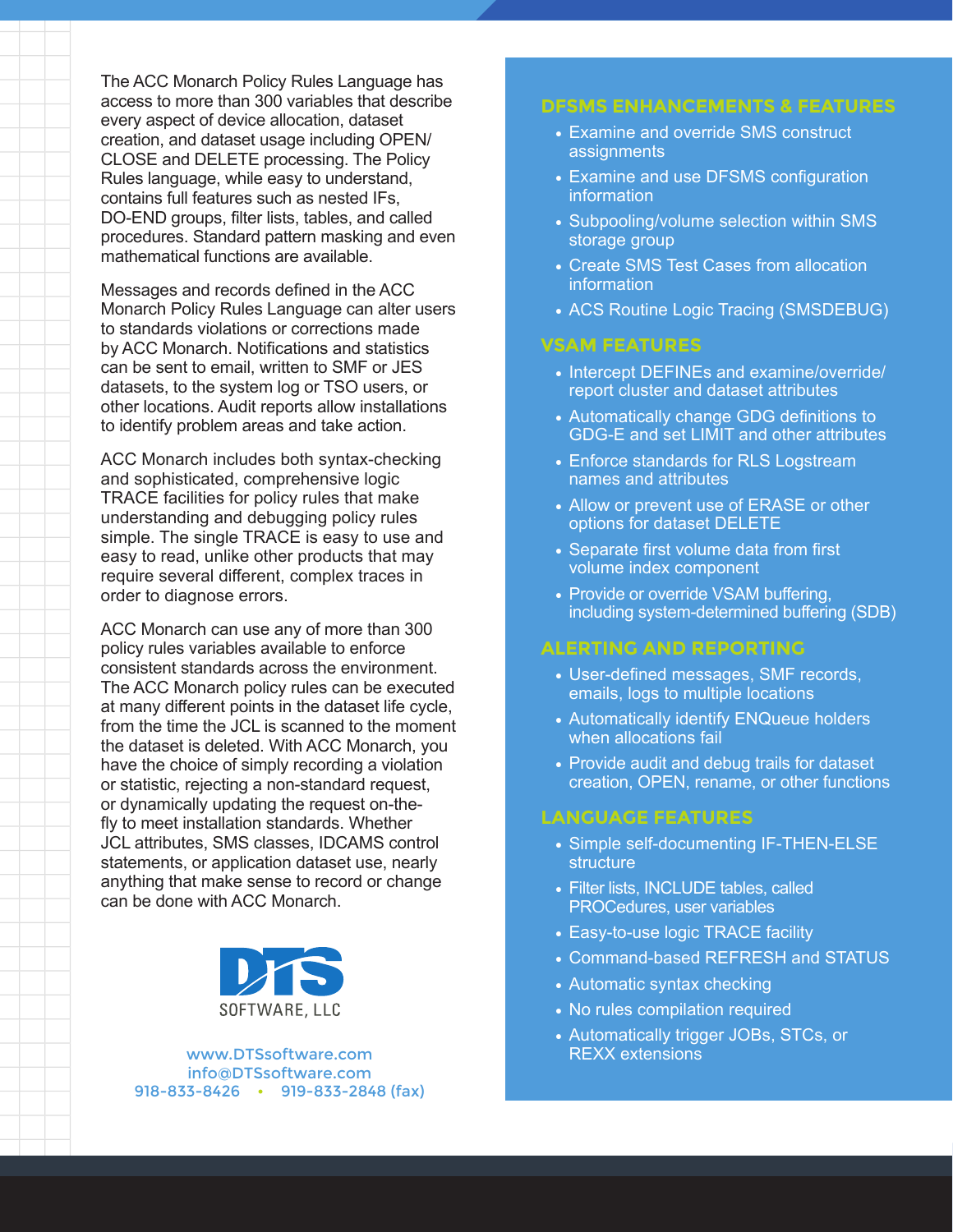The ACC Monarch Policy Rules Language has access to more than 300 variables that describe every aspect of device allocation, dataset creation, and dataset usage including OPEN/CLOSE and DELETE processing. The Policy Rules language, while easy to understand, contains full features such as nested IFs, DO-END groups, filter lists, tables, and called procedures. Standard pattern masking and even mathematical functions are available.

Messages and records defined in the ACC Monarch Policy Rules Language can alter users to standards violations or corrections made by ACC Monarch. Notifications and statistics can be sent to email, written to SMF or JES datasets, to the system log or TSO users, or other locations. Audit reports allow installations to identify problem areas and take action.

ACC Monarch includes both syntax-checking and sophisticated, comprehensive logic TRACE facilities for policy rules that make understanding and debugging policy rules simple. The single TRACE is easy to use and easy to read, unlike other products that may require several different, complex traces in order to diagnose errors.

ACC Monarch can use any of more than 300 policy rules variables available to enforce consistent standards across the environment. The ACC Monarch policy rules can be executed at many different points in the dataset life cycle, from the time the JCL is scanned to the moment the dataset is deleted. With ACC Monarch, you have the choice of simply recording a violation or statistic, rejecting a non-standard request, or dynamically updating the request on-the-fly to meet installation standards. Whether JCL attributes, SMS classes, IDCAMS control statements, or application dataset use, nearly anything that make sense to record or change can be done with ACC Monarch.

DTS SOFTWARE, LLC

www.DTSsoftware.com
info@DTSsoftware.com
918-833-8426 • 919-833-2848 (fax)

## DFSMS ENHANCEMENTS & FEATURES

- Examine and override SMS construct assignments
- Examine and use DFSMS configuration information
- Subpooling/volume selection within SMS storage group
- Create SMS Test Cases from allocation information
- ACS Routine Logic Tracing (SMSDEBUG)

## VSAM FEATURES

- Intercept DEFINEs and examine/override/report cluster and dataset attributes
- Automatically change GDG definitions to GDG-E and set LIMIT and other attributes
- Enforce standards for RLS Logstream names and attributes
- Allow or prevent use of ERASE or other options for dataset DELETE
- Separate first volume data from first volume index component
- Provide or override VSAM buffering, including system-determined buffering (SDB)

## ALERTING AND REPORTING

- User-defined messages, SMF records, emails, logs to multiple locations
- Automatically identify ENQueue holders when allocations fail
- Provide audit and debug trails for dataset creation, OPEN, rename, or other functions

## LANGUAGE FEATURES

- Simple self-documenting IF-THEN-ELSE structure
- Filter lists, INCLUDE tables, called PROCedures, user variables
- Easy-to-use logic TRACE facility
- Command-based REFRESH and STATUS
- Automatic syntax checking
- No rules compilation required
- Automatically trigger JOBs, STCs, or REXX extensions